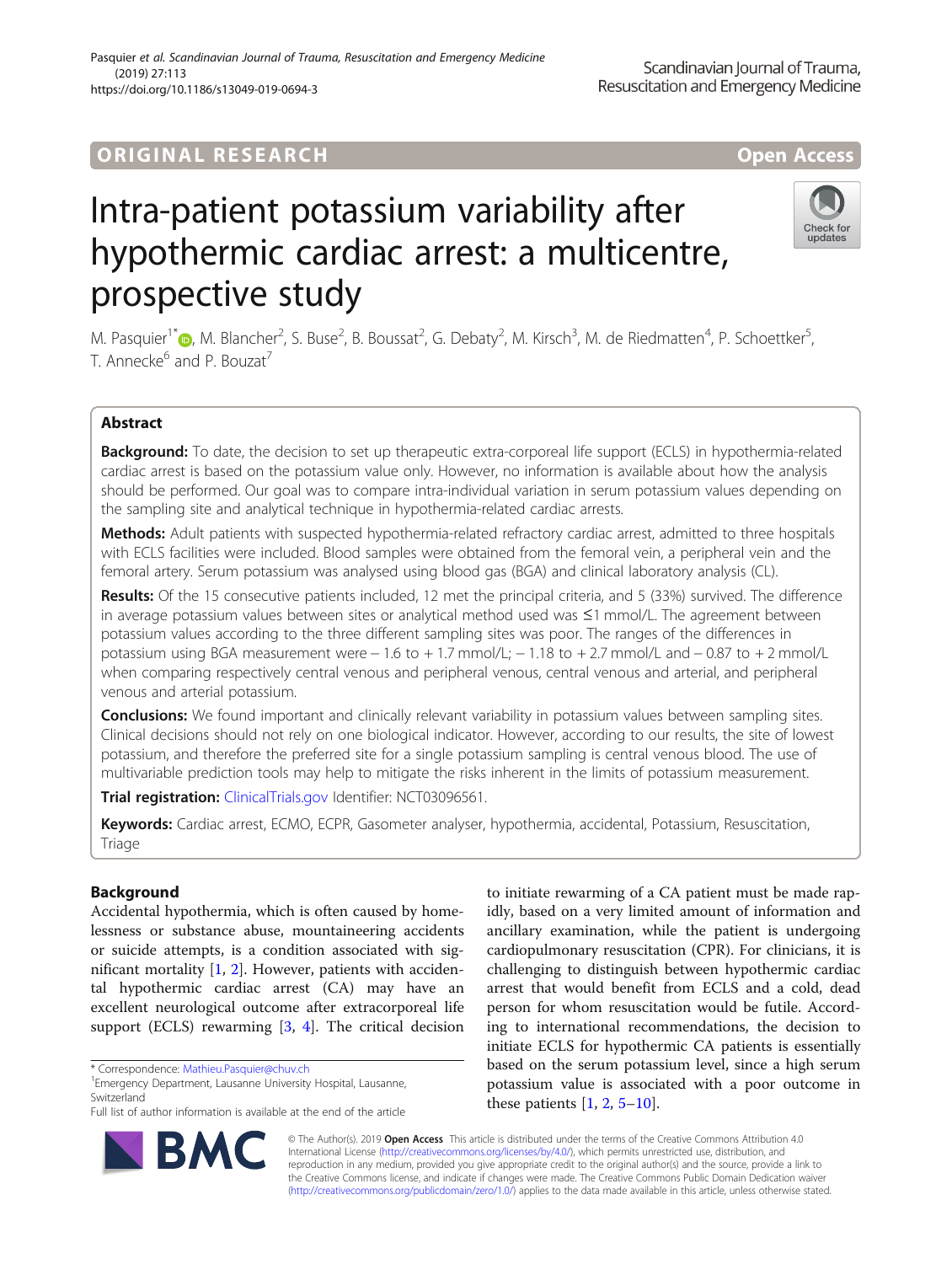ORIGINAL RESEARCH

Open Access

# Intra-patient potassium variability after hypothermic cardiac arrest: a multicentre, prospective study

M. Pasquier[1*], M. Blancher[2], S. Buse[2], B. Boussat[2], G. Debaty[2], M. Kirsch[3], M. de Riedmatten[4], P. Schoettker[5], T. Annecke[6] and P. Bouzat[7]

## Abstract

**Background:** To date, the decision to set up therapeutic extra-corporeal life support (ECLS) in hypothermia-related cardiac arrest is based on the potassium value only. However, no information is available about how the analysis should be performed. Our goal was to compare intra-individual variation in serum potassium values depending on the sampling site and analytical technique in hypothermia-related cardiac arrests.

**Methods:** Adult patients with suspected hypothermia-related refractory cardiac arrest, admitted to three hospitals with ECLS facilities were included. Blood samples were obtained from the femoral vein, a peripheral vein and the femoral artery. Serum potassium was analysed using blood gas (BGA) and clinical laboratory analysis (CL).

**Results:** Of the 15 consecutive patients included, 12 met the principal criteria, and 5 (33%) survived. The difference in average potassium values between sites or analytical method used was ≤1 mmol/L. The agreement between potassium values according to the three different sampling sites was poor. The ranges of the differences in potassium using BGA measurement were − 1.6 to + 1.7 mmol/L; − 1.18 to + 2.7 mmol/L and − 0.87 to + 2 mmol/L when comparing respectively central venous and peripheral venous, central venous and arterial, and peripheral venous and arterial potassium.

**Conclusions:** We found important and clinically relevant variability in potassium values between sampling sites. Clinical decisions should not rely on one biological indicator. However, according to our results, the site of lowest potassium, and therefore the preferred site for a single potassium sampling is central venous blood. The use of multivariable prediction tools may help to mitigate the risks inherent in the limits of potassium measurement.

**Trial registration:** ClinicalTrials.gov Identifier: NCT03096561.

**Keywords:** Cardiac arrest, ECMO, ECPR, Gasometer analyser, hypothermia, accidental, Potassium, Resuscitation, Triage

## Background

Accidental hypothermia, which is often caused by homelessness or substance abuse, mountaineering accidents or suicide attempts, is a condition associated with significant mortality [1, 2]. However, patients with accidental hypothermic cardiac arrest (CA) may have an excellent neurological outcome after extracorporeal life support (ECLS) rewarming [3, 4]. The critical decision to initiate rewarming of a CA patient must be made rapidly, based on a very limited amount of information and ancillary examination, while the patient is undergoing cardiopulmonary resuscitation (CPR). For clinicians, it is challenging to distinguish between hypothermic cardiac arrest that would benefit from ECLS and a cold, dead person for whom resuscitation would be futile. According to international recommendations, the decision to initiate ECLS for hypothermic CA patients is essentially based on the serum potassium level, since a high serum potassium value is associated with a poor outcome in these patients [1, 2, 5–10].

\* Correspondence: Mathieu.Pasquier@chuv.ch
[1]Emergency Department, Lausanne University Hospital, Lausanne, Switzerland
Full list of author information is available at the end of the article

© The Author(s). 2019 **Open Access** This article is distributed under the terms of the Creative Commons Attribution 4.0 International License (http://creativecommons.org/licenses/by/4.0/), which permits unrestricted use, distribution, and reproduction in any medium, provided you give appropriate credit to the original author(s) and the source, provide a link to the Creative Commons license, and indicate if changes were made. The Creative Commons Public Domain Dedication waiver (http://creativecommons.org/publicdomain/zero/1.0/) applies to the data made available in this article, unless otherwise stated.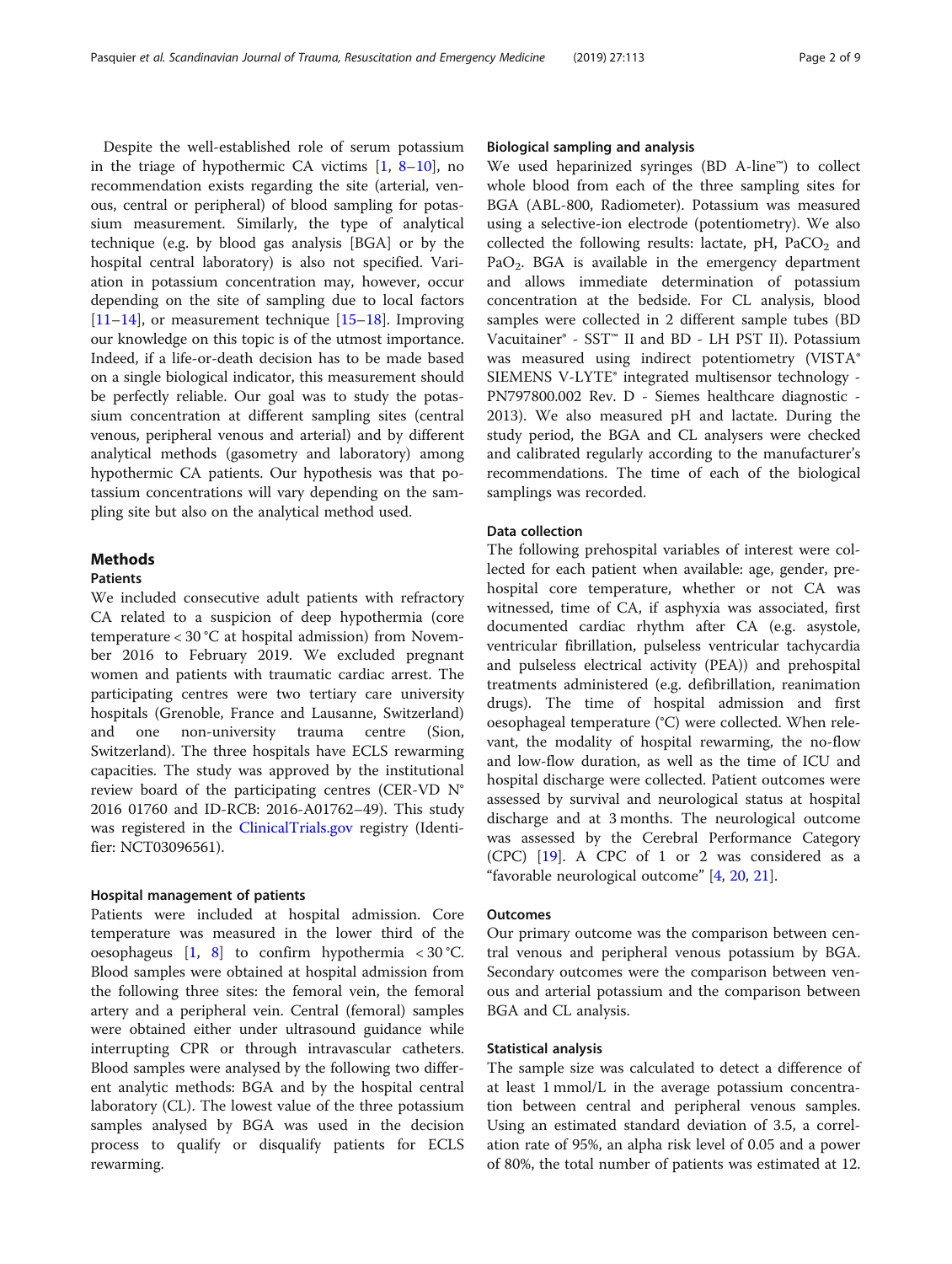Despite the well-established role of serum potassium in the triage of hypothermic CA victims [1, 8–10], no recommendation exists regarding the site (arterial, venous, central or peripheral) of blood sampling for potassium measurement. Similarly, the type of analytical technique (e.g. by blood gas analysis [BGA] or by the hospital central laboratory) is also not specified. Variation in potassium concentration may, however, occur depending on the site of sampling due to local factors [11–14], or measurement technique [15–18]. Improving our knowledge on this topic is of the utmost importance. Indeed, if a life-or-death decision has to be made based on a single biological indicator, this measurement should be perfectly reliable. Our goal was to study the potassium concentration at different sampling sites (central venous, peripheral venous and arterial) and by different analytical methods (gasometry and laboratory) among hypothermic CA patients. Our hypothesis was that potassium concentrations will vary depending on the sampling site but also on the analytical method used.

## Methods

### Patients

We included consecutive adult patients with refractory CA related to a suspicion of deep hypothermia (core temperature < 30 °C at hospital admission) from November 2016 to February 2019. We excluded pregnant women and patients with traumatic cardiac arrest. The participating centres were two tertiary care university hospitals (Grenoble, France and Lausanne, Switzerland) and one non-university trauma centre (Sion, Switzerland). The three hospitals have ECLS rewarming capacities. The study was approved by the institutional review board of the participating centres (CER-VD N° 2016 01760 and ID-RCB: 2016-A01762–49). This study was registered in the ClinicalTrials.gov registry (Identifier: NCT03096561).

### Hospital management of patients

Patients were included at hospital admission. Core temperature was measured in the lower third of the oesophageus [1, 8] to confirm hypothermia < 30 °C. Blood samples were obtained at hospital admission from the following three sites: the femoral vein, the femoral artery and a peripheral vein. Central (femoral) samples were obtained either under ultrasound guidance while interrupting CPR or through intravascular catheters. Blood samples were analysed by the following two different analytic methods: BGA and by the hospital central laboratory (CL). The lowest value of the three potassium samples analysed by BGA was used in the decision process to qualify or disqualify patients for ECLS rewarming.

### Biological sampling and analysis

We used heparinized syringes (BD A-line™) to collect whole blood from each of the three sampling sites for BGA (ABL-800, Radiometer). Potassium was measured using a selective-ion electrode (potentiometry). We also collected the following results: lactate, pH, $PaCO_2$ and $PaO_2$. BGA is available in the emergency department and allows immediate determination of potassium concentration at the bedside. For CL analysis, blood samples were collected in 2 different sample tubes (BD Vacutainer® - SST™ II and BD - LH PST II). Potassium was measured using indirect potentiometry (VISTA® SIEMENS V-LYTE® integrated multisensor technology - PN797800.002 Rev. D - Siemes healthcare diagnostic - 2013). We also measured pH and lactate. During the study period, the BGA and CL analysers were checked and calibrated regularly according to the manufacturer's recommendations. The time of each of the biological samplings was recorded.

### Data collection

The following prehospital variables of interest were collected for each patient when available: age, gender, prehospital core temperature, whether or not CA was witnessed, time of CA, if asphyxia was associated, first documented cardiac rhythm after CA (e.g. asystole, ventricular fibrillation, pulseless ventricular tachycardia and pulseless electrical activity (PEA)) and prehospital treatments administered (e.g. defibrillation, reanimation drugs). The time of hospital admission and first oesophageal temperature (°C) were collected. When relevant, the modality of hospital rewarming, the no-flow and low-flow duration, as well as the time of ICU and hospital discharge were collected. Patient outcomes were assessed by survival and neurological status at hospital discharge and at 3 months. The neurological outcome was assessed by the Cerebral Performance Category (CPC) [19]. A CPC of 1 or 2 was considered as a "favorable neurological outcome" [4, 20, 21].

### Outcomes

Our primary outcome was the comparison between central venous and peripheral venous potassium by BGA. Secondary outcomes were the comparison between venous and arterial potassium and the comparison between BGA and CL analysis.

### Statistical analysis

The sample size was calculated to detect a difference of at least 1 mmol/L in the average potassium concentration between central and peripheral venous samples. Using an estimated standard deviation of 3.5, a correlation rate of 95%, an alpha risk level of 0.05 and a power of 80%, the total number of patients was estimated at 12.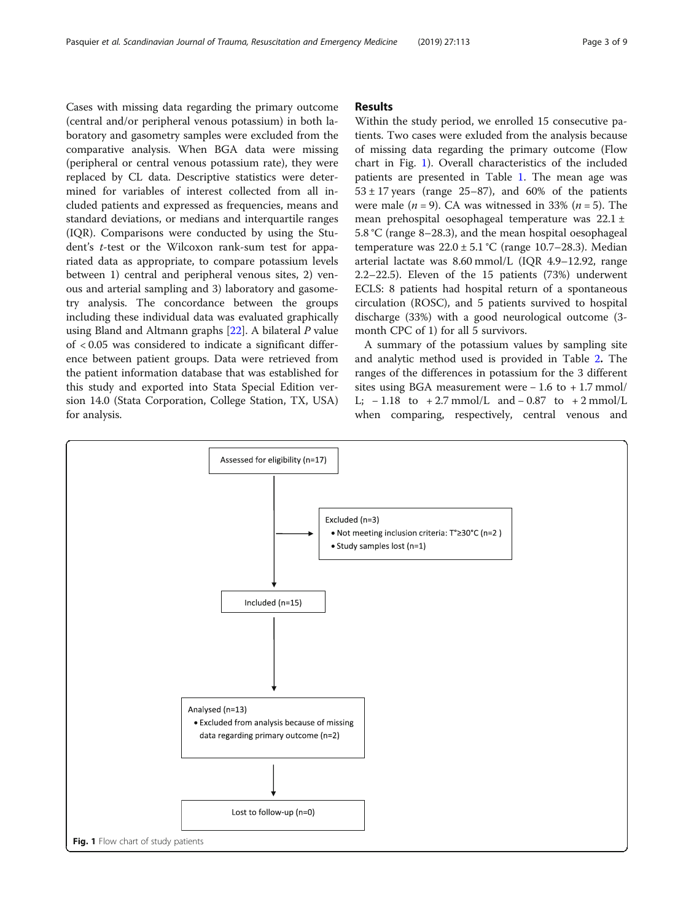Cases with missing data regarding the primary outcome (central and/or peripheral venous potassium) in both laboratory and gasometry samples were excluded from the comparative analysis. When BGA data were missing (peripheral or central venous potassium rate), they were replaced by CL data. Descriptive statistics were determined for variables of interest collected from all included patients and expressed as frequencies, means and standard deviations, or medians and interquartile ranges (IQR). Comparisons were conducted by using the Student's *t*-test or the Wilcoxon rank-sum test for appariated data as appropriate, to compare potassium levels between 1) central and peripheral venous sites, 2) venous and arterial sampling and 3) laboratory and gasometry analysis. The concordance between the groups including these individual data was evaluated graphically using Bland and Altmann graphs [22]. A bilateral *P* value of $< 0.05$ was considered to indicate a significant difference between patient groups. Data were retrieved from the patient information database that was established for this study and exported into Stata Special Edition version 14.0 (Stata Corporation, College Station, TX, USA) for analysis.

## Results

Within the study period, we enrolled 15 consecutive patients. Two cases were exluded from the analysis because of missing data regarding the primary outcome (Flow chart in Fig. 1). Overall characteristics of the included patients are presented in Table 1. The mean age was $53 \pm 17$ years (range 25–87), and 60% of the patients were male ($n = 9$). CA was witnessed in 33% ($n = 5$). The mean prehospital oesophageal temperature was $22.1 \pm 5.8$ °C (range 8–28.3), and the mean hospital oesophageal temperature was $22.0 \pm 5.1$ °C (range 10.7–28.3). Median arterial lactate was 8.60 mmol/L (IQR 4.9–12.92, range 2.2–22.5). Eleven of the 15 patients (73%) underwent ECLS: 8 patients had hospital return of a spontaneous circulation (ROSC), and 5 patients survived to hospital discharge (33%) with a good neurological outcome (3-month CPC of 1) for all 5 survivors.

A summary of the potassium values by sampling site and analytic method used is provided in Table 2. The ranges of the differences in potassium for the 3 different sites using BGA measurement were − 1.6 to + 1.7 mmol/L; − 1.18 to + 2.7 mmol/L and − 0.87 to + 2 mmol/L when comparing, respectively, central venous and

Assessed for eligibility (n=17)

Excluded (n=3)
- Not meeting inclusion criteria: T°≥30°C (n=2 )
- Study samples lost (n=1)

Included (n=15)

Analysed (n=13)
- Excluded from analysis because of missing data regarding primary outcome (n=2)

Lost to follow-up (n=0)

**Fig. 1** Flow chart of study patients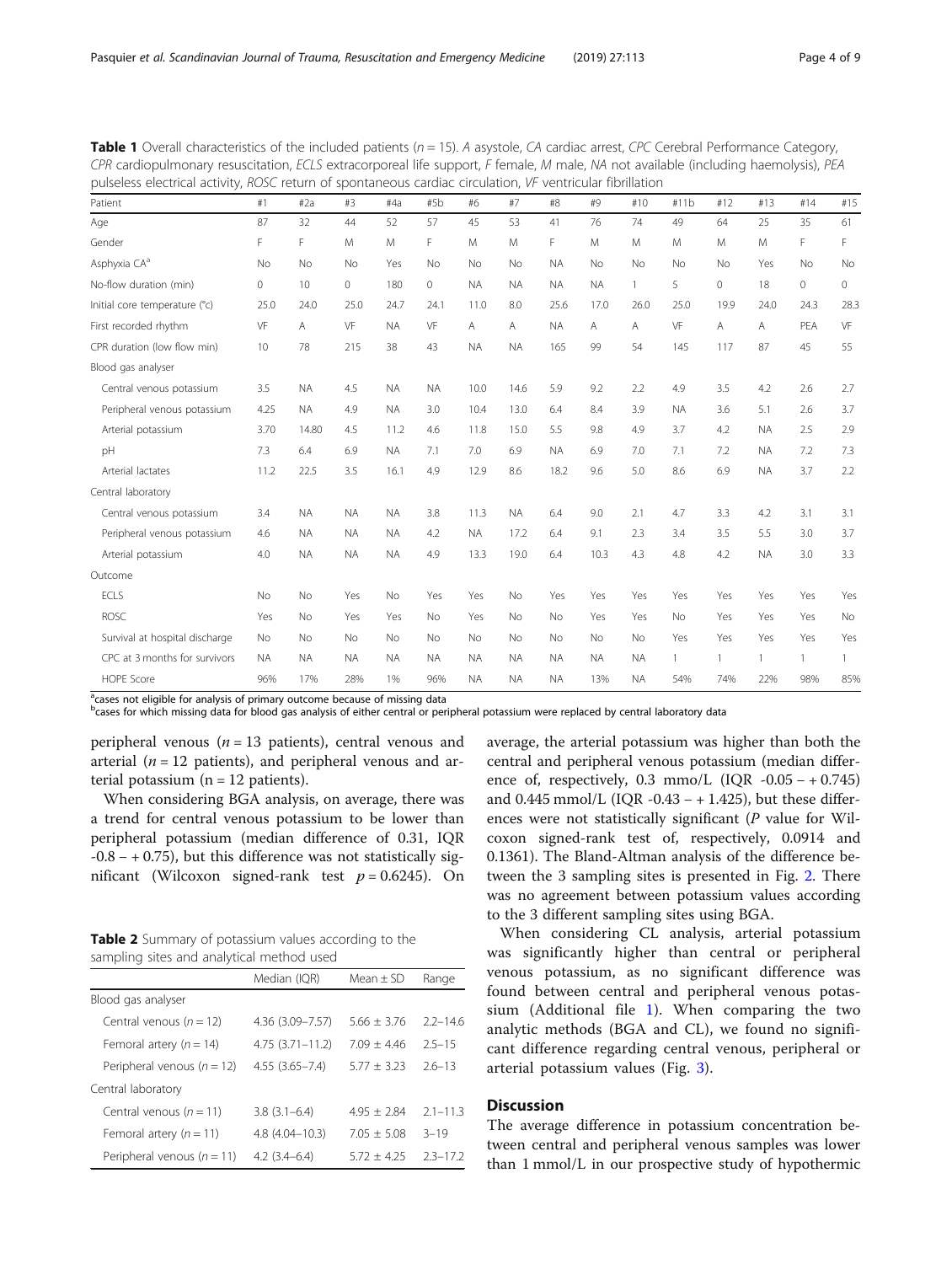**Table 1** Overall characteristics of the included patients ($n = 15$). *A* asystole, *CA* cardiac arrest, *CPC* Cerebral Performance Category, *CPR* cardiopulmonary resuscitation, *ECLS* extracorporeal life support, *F* female, *M* male, *NA* not available (including haemolysis), *PEA* pulseless electrical activity, *ROSC* return of spontaneous cardiac circulation, *VF* ventricular fibrillation

| Patient | #1 | #2a | #3 | #4a | #5b | #6 | #7 | #8 | #9 | #10 | #11b | #12 | #13 | #14 | #15 |
|---|---|---|---|---|---|---|---|---|---|---|---|---|---|---|---|
| Age | 87 | 32 | 44 | 52 | 57 | 45 | 53 | 41 | 76 | 74 | 49 | 64 | 25 | 35 | 61 |
| Gender | F | F | M | M | F | M | M | F | M | M | M | M | M | F | F |
| Asphyxia CA[a] | No | No | No | Yes | No | No | No | NA | No | No | No | No | Yes | No | No |
| No-flow duration (min) | 0 | 10 | 0 | 180 | 0 | NA | NA | NA | NA | 1 | 5 | 0 | 18 | 0 | 0 |
| Initial core temperature (°c) | 25.0 | 24.0 | 25.0 | 24.7 | 24.1 | 11.0 | 8.0 | 25.6 | 17.0 | 26.0 | 25.0 | 19.9 | 24.0 | 24.3 | 28.3 |
| First recorded rhythm | VF | A | VF | NA | VF | A | A | NA | A | A | VF | A | A | PEA | VF |
| CPR duration (low flow min) | 10 | 78 | 215 | 38 | 43 | NA | NA | 165 | 99 | 54 | 145 | 117 | 87 | 45 | 55 |
| Blood gas analyser | | | | | | | | | | | | | | | |
| Central venous potassium | 3.5 | NA | 4.5 | NA | NA | 10.0 | 14.6 | 5.9 | 9.2 | 2.2 | 4.9 | 3.5 | 4.2 | 2.6 | 2.7 |
| Peripheral venous potassium | 4.25 | NA | 4.9 | NA | 3.0 | 10.4 | 13.0 | 6.4 | 8.4 | 3.9 | NA | 3.6 | 5.1 | 2.6 | 3.7 |
| Arterial potassium | 3.70 | 14.80 | 4.5 | 11.2 | 4.6 | 11.8 | 15.0 | 5.5 | 9.8 | 4.9 | 3.7 | 4.2 | NA | 2.5 | 2.9 |
| pH | 7.3 | 6.4 | 6.9 | NA | 7.1 | 7.0 | 6.9 | NA | 6.9 | 7.0 | 7.1 | 7.2 | NA | 7.2 | 7.3 |
| Arterial lactates | 11.2 | 22.5 | 3.5 | 16.1 | 4.9 | 12.9 | 8.6 | 18.2 | 9.6 | 5.0 | 8.6 | 6.9 | NA | 3.7 | 2.2 |
| Central laboratory | | | | | | | | | | | | | | | |
| Central venous potassium | 3.4 | NA | NA | NA | 3.8 | 11.3 | NA | 6.4 | 9.0 | 2.1 | 4.7 | 3.3 | 4.2 | 3.1 | 3.1 |
| Peripheral venous potassium | 4.6 | NA | NA | NA | 4.2 | NA | 17.2 | 6.4 | 9.1 | 2.3 | 3.4 | 3.5 | 5.5 | 3.0 | 3.7 |
| Arterial potassium | 4.0 | NA | NA | NA | 4.9 | 13.3 | 19.0 | 6.4 | 10.3 | 4.3 | 4.8 | 4.2 | NA | 3.0 | 3.3 |
| Outcome | | | | | | | | | | | | | | | |
| ECLS | No | No | Yes | No | Yes | Yes | No | Yes | Yes | Yes | Yes | Yes | Yes | Yes | Yes |
| ROSC | Yes | No | Yes | Yes | No | Yes | No | No | Yes | Yes | No | Yes | Yes | Yes | No |
| Survival at hospital discharge | No | No | No | No | No | No | No | No | No | No | Yes | Yes | Yes | Yes | Yes |
| CPC at 3 months for survivors | NA | NA | NA | NA | NA | NA | NA | NA | NA | NA | 1 | 1 | 1 | 1 | 1 |
| HOPE Score | 96% | 17% | 28% | 1% | 96% | NA | NA | NA | 13% | NA | 54% | 74% | 22% | 98% | 85% |

[a]cases not eligible for analysis of primary outcome because of missing data
[b]cases for which missing data for blood gas analysis of either central or peripheral potassium were replaced by central laboratory data

peripheral venous ($n = 13$ patients), central venous and arterial ($n = 12$ patients), and peripheral venous and arterial potassium ($n = 12$ patients).

When considering BGA analysis, on average, there was a trend for central venous potassium to be lower than peripheral potassium (median difference of 0.31, IQR -0.8 – + 0.75), but this difference was not statistically significant (Wilcoxon signed-rank test $p = 0.6245$). On average, the arterial potassium was higher than both the central and peripheral venous potassium (median difference of, respectively, 0.3 mmo/L (IQR -0.05 – + 0.745) and 0.445 mmol/L (IQR -0.43 – + 1.425), but these differences were not statistically significant (*P* value for Wilcoxon signed-rank test of, respectively, 0.0914 and 0.1361). The Bland-Altman analysis of the difference between the 3 sampling sites is presented in Fig. 2. There was no agreement between potassium values according to the 3 different sampling sites using BGA.

**Table 2** Summary of potassium values according to the sampling sites and analytical method used

| | Median (IQR) | Mean ± SD | Range |
|---|---|---|---|
| Blood gas analyser | | | |
| Central venous ($n = 12$) | 4.36 (3.09–7.57) | 5.66 ± 3.76 | 2.2–14.6 |
| Femoral artery ($n = 14$) | 4.75 (3.71–11.2) | 7.09 ± 4.46 | 2.5–15 |
| Peripheral venous ($n = 12$) | 4.55 (3.65–7.4) | 5.77 ± 3.23 | 2.6–13 |
| Central laboratory | | | |
| Central venous ($n = 11$) | 3.8 (3.1–6.4) | 4.95 ± 2.84 | 2.1–11.3 |
| Femoral artery ($n = 11$) | 4.8 (4.04–10.3) | 7.05 ± 5.08 | 3–19 |
| Peripheral venous ($n = 11$) | 4.2 (3.4–6.4) | 5.72 ± 4.25 | 2.3–17.2 |

When considering CL analysis, arterial potassium was significantly higher than central or peripheral venous potassium, as no significant difference was found between central and peripheral venous potassium (Additional file 1). When comparing the two analytic methods (BGA and CL), we found no significant difference regarding central venous, peripheral or arterial potassium values (Fig. 3).

## Discussion

The average difference in potassium concentration between central and peripheral venous samples was lower than 1 mmol/L in our prospective study of hypothermic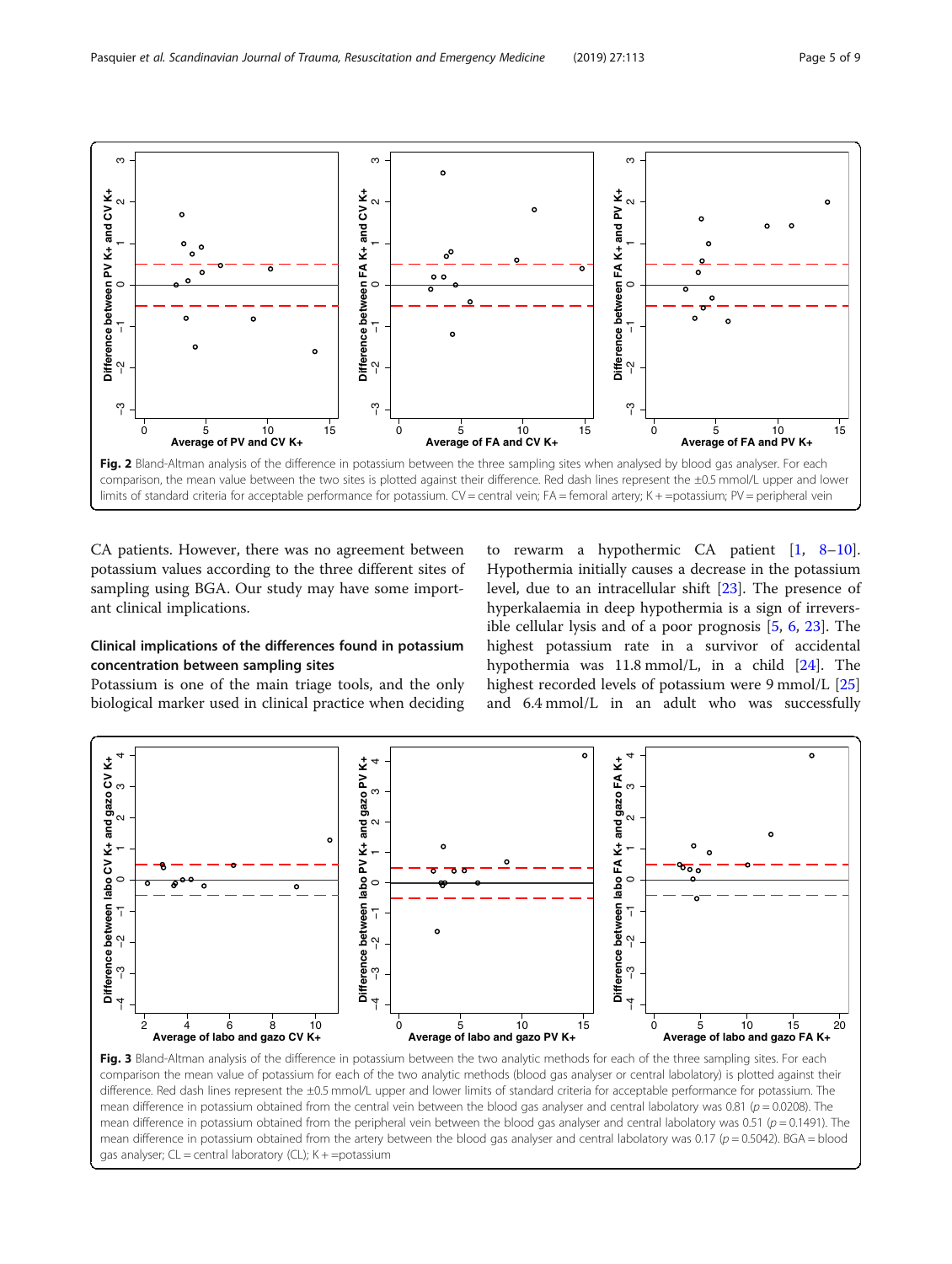Fig. 2 Bland-Altman analysis of the difference in potassium between the three sampling sites when analysed by blood gas analyser. For each comparison, the mean value between the two sites is plotted against their difference. Red dash lines represent the ±0.5 mmol/L upper and lower limits of standard criteria for acceptable performance for potassium. CV = central vein; FA = femoral artery; K + =potassium; PV = peripheral vein

CA patients. However, there was no agreement between potassium values according to the three different sites of sampling using BGA. Our study may have some important clinical implications.

## Clinical implications of the differences found in potassium concentration between sampling sites

Potassium is one of the main triage tools, and the only biological marker used in clinical practice when deciding to rewarm a hypothermic CA patient [1, 8–10]. Hypothermia initially causes a decrease in the potassium level, due to an intracellular shift [23]. The presence of hyperkalaemia in deep hypothermia is a sign of irreversible cellular lysis and of a poor prognosis [5, 6, 23]. The highest potassium rate in a survivor of accidental hypothermia was 11.8 mmol/L, in a child [24]. The highest recorded levels of potassium were 9 mmol/L [25] and 6.4 mmol/L in an adult who was successfully

Fig. 3 Bland-Altman analysis of the difference in potassium between the two analytic methods for each of the three sampling sites. For each comparison the mean value of potassium for each of the two analytic methods (blood gas analyser or central labolatory) is plotted against their difference. Red dash lines represent the ±0.5 mmol/L upper and lower limits of standard criteria for acceptable performance for potassium. The mean difference in potassium obtained from the central vein between the blood gas analyser and central labolatory was 0.81 ($p = 0.0208$). The mean difference in potassium obtained from the peripheral vein between the blood gas analyser and central labolatory was 0.51 ($p = 0.1491$). The mean difference in potassium obtained from the artery between the blood gas analyser and central labolatory was 0.17 ($p = 0.5042$). BGA = blood gas analyser; CL = central laboratory (CL); K + =potassium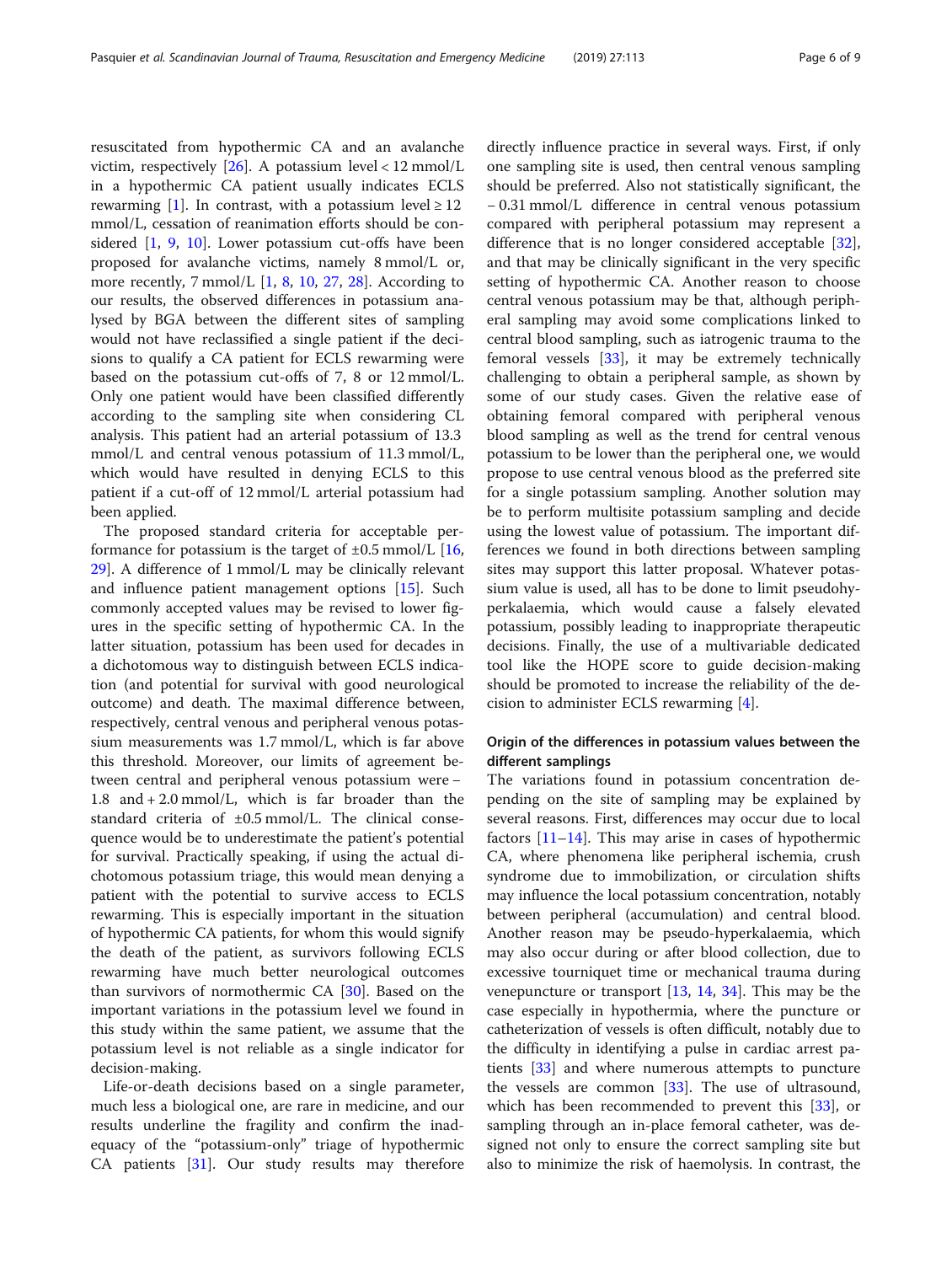resuscitated from hypothermic CA and an avalanche victim, respectively [26]. A potassium level < 12 mmol/L in a hypothermic CA patient usually indicates ECLS rewarming [1]. In contrast, with a potassium level ≥ 12 mmol/L, cessation of reanimation efforts should be considered [1, 9, 10]. Lower potassium cut-offs have been proposed for avalanche victims, namely 8 mmol/L or, more recently, 7 mmol/L [1, 8, 10, 27, 28]. According to our results, the observed differences in potassium analysed by BGA between the different sites of sampling would not have reclassified a single patient if the decisions to qualify a CA patient for ECLS rewarming were based on the potassium cut-offs of 7, 8 or 12 mmol/L. Only one patient would have been classified differently according to the sampling site when considering CL analysis. This patient had an arterial potassium of 13.3 mmol/L and central venous potassium of 11.3 mmol/L, which would have resulted in denying ECLS to this patient if a cut-off of 12 mmol/L arterial potassium had been applied.

The proposed standard criteria for acceptable performance for potassium is the target of ±0.5 mmol/L [16, 29]. A difference of 1 mmol/L may be clinically relevant and influence patient management options [15]. Such commonly accepted values may be revised to lower figures in the specific setting of hypothermic CA. In the latter situation, potassium has been used for decades in a dichotomous way to distinguish between ECLS indication (and potential for survival with good neurological outcome) and death. The maximal difference between, respectively, central venous and peripheral venous potassium measurements was 1.7 mmol/L, which is far above this threshold. Moreover, our limits of agreement between central and peripheral venous potassium were − 1.8 and + 2.0 mmol/L, which is far broader than the standard criteria of ±0.5 mmol/L. The clinical consequence would be to underestimate the patient's potential for survival. Practically speaking, if using the actual dichotomous potassium triage, this would mean denying a patient with the potential to survive access to ECLS rewarming. This is especially important in the situation of hypothermic CA patients, for whom this would signify the death of the patient, as survivors following ECLS rewarming have much better neurological outcomes than survivors of normothermic CA [30]. Based on the important variations in the potassium level we found in this study within the same patient, we assume that the potassium level is not reliable as a single indicator for decision-making.

Life-or-death decisions based on a single parameter, much less a biological one, are rare in medicine, and our results underline the fragility and confirm the inadequacy of the "potassium-only" triage of hypothermic CA patients [31]. Our study results may therefore directly influence practice in several ways. First, if only one sampling site is used, then central venous sampling should be preferred. Also not statistically significant, the − 0.31 mmol/L difference in central venous potassium compared with peripheral potassium may represent a difference that is no longer considered acceptable [32], and that may be clinically significant in the very specific setting of hypothermic CA. Another reason to choose central venous potassium may be that, although peripheral sampling may avoid some complications linked to central blood sampling, such as iatrogenic trauma to the femoral vessels [33], it may be extremely technically challenging to obtain a peripheral sample, as shown by some of our study cases. Given the relative ease of obtaining femoral compared with peripheral venous blood sampling as well as the trend for central venous potassium to be lower than the peripheral one, we would propose to use central venous blood as the preferred site for a single potassium sampling. Another solution may be to perform multisite potassium sampling and decide using the lowest value of potassium. The important differences we found in both directions between sampling sites may support this latter proposal. Whatever potassium value is used, all has to be done to limit pseudohyperkalaemia, which would cause a falsely elevated potassium, possibly leading to inappropriate therapeutic decisions. Finally, the use of a multivariable dedicated tool like the HOPE score to guide decision-making should be promoted to increase the reliability of the decision to administer ECLS rewarming [4].

## Origin of the differences in potassium values between the different samplings

The variations found in potassium concentration depending on the site of sampling may be explained by several reasons. First, differences may occur due to local factors [11–14]. This may arise in cases of hypothermic CA, where phenomena like peripheral ischemia, crush syndrome due to immobilization, or circulation shifts may influence the local potassium concentration, notably between peripheral (accumulation) and central blood. Another reason may be pseudo-hyperkalaemia, which may also occur during or after blood collection, due to excessive tourniquet time or mechanical trauma during venepuncture or transport [13, 14, 34]. This may be the case especially in hypothermia, where the puncture or catheterization of vessels is often difficult, notably due to the difficulty in identifying a pulse in cardiac arrest patients [33] and where numerous attempts to puncture the vessels are common [33]. The use of ultrasound, which has been recommended to prevent this [33], or sampling through an in-place femoral catheter, was designed not only to ensure the correct sampling site but also to minimize the risk of haemolysis. In contrast, the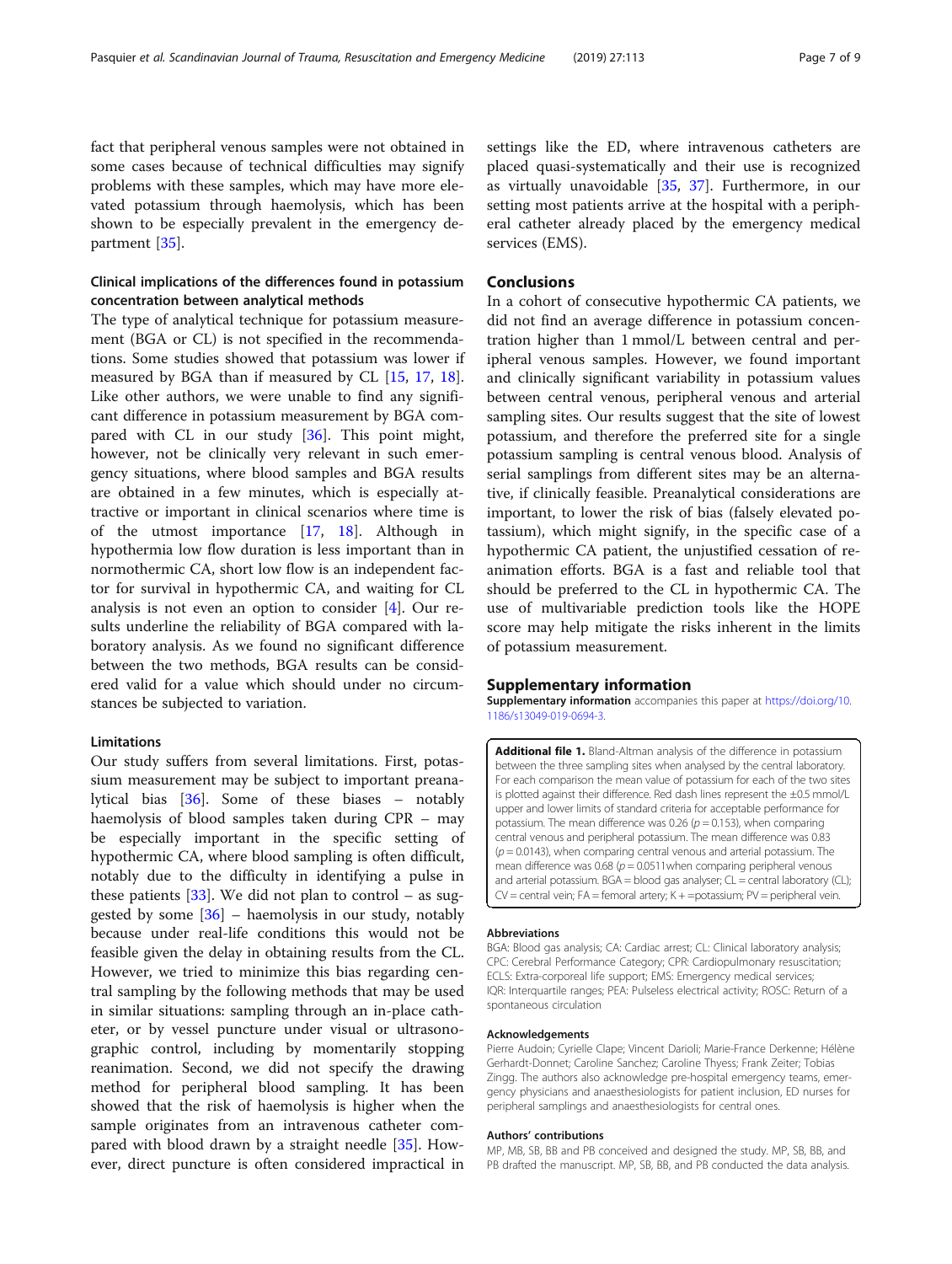fact that peripheral venous samples were not obtained in some cases because of technical difficulties may signify problems with these samples, which may have more elevated potassium through haemolysis, which has been shown to be especially prevalent in the emergency department [35].

### Clinical implications of the differences found in potassium concentration between analytical methods

The type of analytical technique for potassium measurement (BGA or CL) is not specified in the recommendations. Some studies showed that potassium was lower if measured by BGA than if measured by CL [15, 17, 18]. Like other authors, we were unable to find any significant difference in potassium measurement by BGA compared with CL in our study [36]. This point might, however, not be clinically very relevant in such emergency situations, where blood samples and BGA results are obtained in a few minutes, which is especially attractive or important in clinical scenarios where time is of the utmost importance [17, 18]. Although in hypothermia low flow duration is less important than in normothermic CA, short low flow is an independent factor for survival in hypothermic CA, and waiting for CL analysis is not even an option to consider [4]. Our results underline the reliability of BGA compared with laboratory analysis. As we found no significant difference between the two methods, BGA results can be considered valid for a value which should under no circumstances be subjected to variation.

### Limitations

Our study suffers from several limitations. First, potassium measurement may be subject to important preanalytical bias [36]. Some of these biases – notably haemolysis of blood samples taken during CPR – may be especially important in the specific setting of hypothermic CA, where blood sampling is often difficult, notably due to the difficulty in identifying a pulse in these patients [33]. We did not plan to control – as suggested by some [36] – haemolysis in our study, notably because under real-life conditions this would not be feasible given the delay in obtaining results from the CL. However, we tried to minimize this bias regarding central sampling by the following methods that may be used in similar situations: sampling through an in-place catheter, or by vessel puncture under visual or ultrasonographic control, including by momentarily stopping reanimation. Second, we did not specify the drawing method for peripheral blood sampling. It has been showed that the risk of haemolysis is higher when the sample originates from an intravenous catheter compared with blood drawn by a straight needle [35]. However, direct puncture is often considered impractical in settings like the ED, where intravenous catheters are placed quasi-systematically and their use is recognized as virtually unavoidable [35, 37]. Furthermore, in our setting most patients arrive at the hospital with a peripheral catheter already placed by the emergency medical services (EMS).

## Conclusions

In a cohort of consecutive hypothermic CA patients, we did not find an average difference in potassium concentration higher than 1 mmol/L between central and peripheral venous samples. However, we found important and clinically significant variability in potassium values between central venous, peripheral venous and arterial sampling sites. Our results suggest that the site of lowest potassium, and therefore the preferred site for a single potassium sampling is central venous blood. Analysis of serial samplings from different sites may be an alternative, if clinically feasible. Preanalytical considerations are important, to lower the risk of bias (falsely elevated potassium), which might signify, in the specific case of a hypothermic CA patient, the unjustified cessation of reanimation efforts. BGA is a fast and reliable tool that should be preferred to the CL in hypothermic CA. The use of multivariable prediction tools like the HOPE score may help mitigate the risks inherent in the limits of potassium measurement.

## Supplementary information

**Supplementary information** accompanies this paper at https://doi.org/10.1186/s13049-019-0694-3.

**Additional file 1.** Bland-Altman analysis of the difference in potassium between the three sampling sites when analysed by the central laboratory. For each comparison the mean value of potassium for each of the two sites is plotted against their difference. Red dash lines represent the ±0.5 mmol/L upper and lower limits of standard criteria for acceptable performance for potassium. The mean difference was 0.26 ($p = 0.153$), when comparing central venous and peripheral potassium. The mean difference was 0.83 ($p = 0.0143$), when comparing central venous and arterial potassium. The mean difference was 0.68 ($p = 0.0511$when comparing peripheral venous and arterial potassium. BGA = blood gas analyser; CL = central laboratory (CL); CV = central vein; FA = femoral artery; K + =potassium; PV = peripheral vein.

#### Abbreviations

BGA: Blood gas analysis; CA: Cardiac arrest; CL: Clinical laboratory analysis; CPC: Cerebral Performance Category; CPR: Cardiopulmonary resuscitation; ECLS: Extra-corporeal life support; EMS: Emergency medical services; IQR: Interquartile ranges; PEA: Pulseless electrical activity; ROSC: Return of a spontaneous circulation

#### Acknowledgements

Pierre Audoin; Cyrielle Clape; Vincent Darioli; Marie-France Derkenne; Hélène Gerhardt-Donnet; Caroline Sanchez; Caroline Thyess; Frank Zeiter; Tobias Zingg. The authors also acknowledge pre-hospital emergency teams, emergency physicians and anaesthesiologists for patient inclusion, ED nurses for peripheral samplings and anaesthesiologists for central ones.

#### Authors' contributions

MP, MB, SB, BB and PB conceived and designed the study. MP, SB, BB, and PB drafted the manuscript. MP, SB, BB, and PB conducted the data analysis.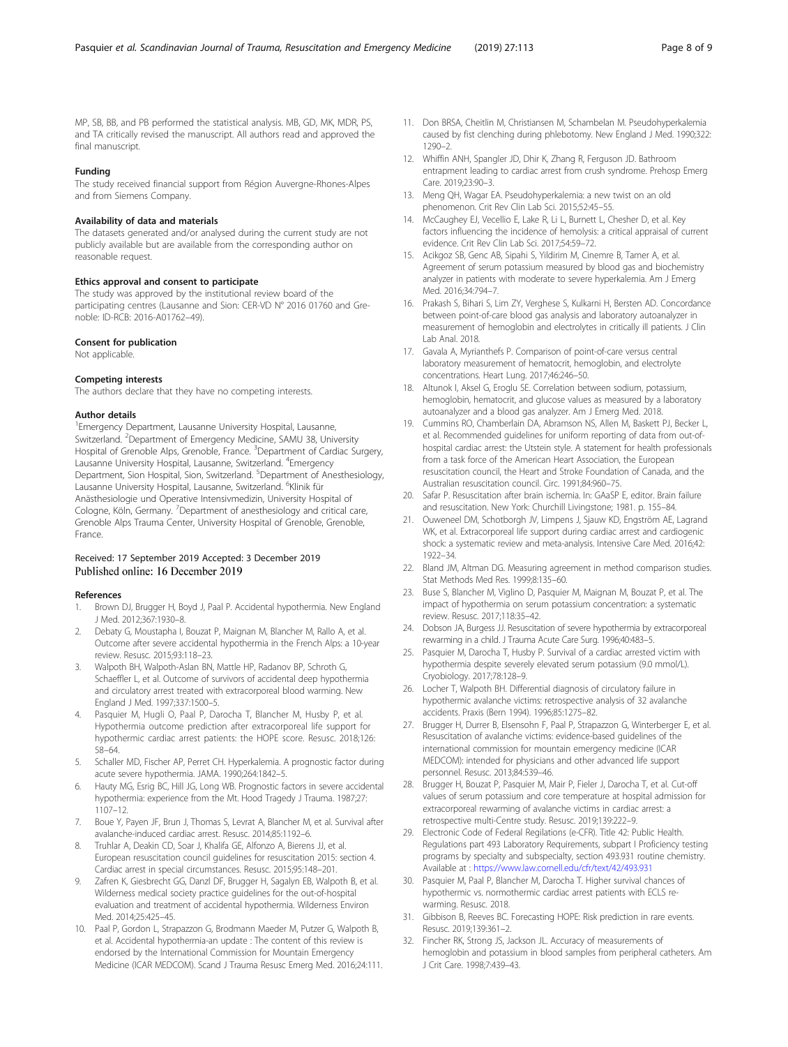MP, SB, BB, and PB performed the statistical analysis. MB, GD, MK, MDR, PS, and TA critically revised the manuscript. All authors read and approved the final manuscript.

### Funding

The study received financial support from Région Auvergne-Rhones-Alpes and from Siemens Company.

### Availability of data and materials

The datasets generated and/or analysed during the current study are not publicly available but are available from the corresponding author on reasonable request.

### Ethics approval and consent to participate

The study was approved by the institutional review board of the participating centres (Lausanne and Sion: CER-VD N° 2016 01760 and Grenoble: ID-RCB: 2016-A01762–49).

### Consent for publication

Not applicable.

### Competing interests

The authors declare that they have no competing interests.

### Author details

[1]Emergency Department, Lausanne University Hospital, Lausanne, Switzerland. [2]Department of Emergency Medicine, SAMU 38, University Hospital of Grenoble Alps, Grenoble, France. [3]Department of Cardiac Surgery, Lausanne University Hospital, Lausanne, Switzerland. [4]Emergency Department, Sion Hospital, Sion, Switzerland. [5]Department of Anesthesiology, Lausanne University Hospital, Lausanne, Switzerland. [6]Klinik für Anästhesiologie und Operative Intensivmedizin, University Hospital of Cologne, Köln, Germany. [7]Department of anesthesiology and critical care, Grenoble Alps Trauma Center, University Hospital of Grenoble, Grenoble, France.

Received: 17 September 2019 Accepted: 3 December 2019
Published online: 16 December 2019

### References

1. Brown DJ, Brugger H, Boyd J, Paal P. Accidental hypothermia. New England J Med. 2012;367:1930–8.
2. Debaty G, Moustapha I, Bouzat P, Maignan M, Blancher M, Rallo A, et al. Outcome after severe accidental hypothermia in the French Alps: a 10-year review. Resusc. 2015;93:118–23.
3. Walpoth BH, Walpoth-Aslan BN, Mattle HP, Radanov BP, Schroth G, Schaeffler L, et al. Outcome of survivors of accidental deep hypothermia and circulatory arrest treated with extracorporeal blood warming. New England J Med. 1997;337:1500–5.
4. Pasquier M, Hugli O, Paal P, Darocha T, Blancher M, Husby P, et al. Hypothermia outcome prediction after extracorporeal life support for hypothermic cardiac arrest patients: the HOPE score. Resusc. 2018;126: 58–64.
5. Schaller MD, Fischer AP, Perret CH. Hyperkalemia. A prognostic factor during acute severe hypothermia. JAMA. 1990;264:1842–5.
6. Hauty MG, Esrig BC, Hill JG, Long WB. Prognostic factors in severe accidental hypothermia: experience from the Mt. Hood Tragedy J Trauma. 1987;27: 1107–12.
7. Boue Y, Payen JF, Brun J, Thomas S, Levrat A, Blancher M, et al. Survival after avalanche-induced cardiac arrest. Resusc. 2014;85:1192–6.
8. Truhlar A, Deakin CD, Soar J, Khalifa GE, Alfonzo A, Bierens JJ, et al. European resuscitation council guidelines for resuscitation 2015: section 4. Cardiac arrest in special circumstances. Resusc. 2015;95:148–201.
9. Zafren K, Giesbrecht GG, Danzl DF, Brugger H, Sagalyn EB, Walpoth B, et al. Wilderness medical society practice guidelines for the out-of-hospital evaluation and treatment of accidental hypothermia. Wilderness Environ Med. 2014;25:425–45.
10. Paal P, Gordon L, Strapazzon G, Brodmann Maeder M, Putzer G, Walpoth B, et al. Accidental hypothermia-an update : The content of this review is endorsed by the International Commission for Mountain Emergency Medicine (ICAR MEDCOM). Scand J Trauma Resusc Emerg Med. 2016;24:111.
11. Don BRSA, Cheitlin M, Christiansen M, Schambelan M. Pseudohyperkalemia caused by fist clenching during phlebotomy. New England J Med. 1990;322: 1290–2.
12. Whiffin ANH, Spangler JD, Dhir K, Zhang R, Ferguson JD. Bathroom entrapment leading to cardiac arrest from crush syndrome. Prehosp Emerg Care. 2019;23:90–3.
13. Meng QH, Wagar EA. Pseudohyperkalemia: a new twist on an old phenomenon. Crit Rev Clin Lab Sci. 2015;52:45–55.
14. McCaughey EJ, Vecellio E, Lake R, Li L, Burnett L, Chesher D, et al. Key factors influencing the incidence of hemolysis: a critical appraisal of current evidence. Crit Rev Clin Lab Sci. 2017;54:59–72.
15. Acikgoz SB, Genc AB, Sipahi S, Yildirim M, Cinemre B, Tamer A, et al. Agreement of serum potassium measured by blood gas and biochemistry analyzer in patients with moderate to severe hyperkalemia. Am J Emerg Med. 2016;34:794–7.
16. Prakash S, Bihari S, Lim ZY, Verghese S, Kulkarni H, Bersten AD. Concordance between point-of-care blood gas analysis and laboratory autoanalyzer in measurement of hemoglobin and electrolytes in critically ill patients. J Clin Lab Anal. 2018.
17. Gavala A, Myrianthefs P. Comparison of point-of-care versus central laboratory measurement of hematocrit, hemoglobin, and electrolyte concentrations. Heart Lung. 2017;46:246–50.
18. Altunok I, Aksel G, Eroglu SE. Correlation between sodium, potassium, hemoglobin, hematocrit, and glucose values as measured by a laboratory autoanalyzer and a blood gas analyzer. Am J Emerg Med. 2018.
19. Cummins RO, Chamberlain DA, Abramson NS, Allen M, Baskett PJ, Becker L, et al. Recommended guidelines for uniform reporting of data from out-of-hospital cardiac arrest: the Utstein style. A statement for health professionals from a task force of the American Heart Association, the European resuscitation council, the Heart and Stroke Foundation of Canada, and the Australian resuscitation council. Circ. 1991;84:960–75.
20. Safar P. Resuscitation after brain ischemia. In: GAaSP E, editor. Brain failure and resuscitation. New York: Churchill Livingstone; 1981. p. 155–84.
21. Ouweneel DM, Schotborgh JV, Limpens J, Sjauw KD, Engström AE, Lagrand WK, et al. Extracorporeal life support during cardiac arrest and cardiogenic shock: a systematic review and meta-analysis. Intensive Care Med. 2016;42: 1922–34.
22. Bland JM, Altman DG. Measuring agreement in method comparison studies. Stat Methods Med Res. 1999;8:135–60.
23. Buse S, Blancher M, Viglino D, Pasquier M, Maignan M, Bouzat P, et al. The impact of hypothermia on serum potassium concentration: a systematic review. Resusc. 2017;118:35–42.
24. Dobson JA, Burgess JJ. Resuscitation of severe hypothermia by extracorporeal rewarming in a child. J Trauma Acute Care Surg. 1996;40:483–5.
25. Pasquier M, Darocha T, Husby P. Survival of a cardiac arrested victim with hypothermia despite severely elevated serum potassium (9.0 mmol/L). Cryobiology. 2017;78:128–9.
26. Locher T, Walpoth BH. Differential diagnosis of circulatory failure in hypothermic avalanche victims: retrospective analysis of 32 avalanche accidents. Praxis (Bern 1994). 1996;85:1275–82.
27. Brugger H, Durrer B, Elsensohn F, Paal P, Strapazzon G, Winterberger E, et al. Resuscitation of avalanche victims: evidence-based guidelines of the international commission for mountain emergency medicine (ICAR MEDCOM): intended for physicians and other advanced life support personnel. Resusc. 2013;84:539–46.
28. Brugger H, Bouzat P, Pasquier M, Mair P, Fieler J, Darocha T, et al. Cut-off values of serum potassium and core temperature at hospital admission for extracorporeal rewarming of avalanche victims in cardiac arrest: a retrospective multi-Centre study. Resusc. 2019;139:222–9.
29. Electronic Code of Federal Regilations (e-CFR). Title 42: Public Health. Regulations part 493 Laboratory Requirements, subpart I Proficiency testing programs by specialty and subspecialty, section 493.931 routine chemistry. Available at : https://www.law.cornell.edu/cfr/text/42/493.931
30. Pasquier M, Paal P, Blancher M, Darocha T. Higher survival chances of hypothermic vs. normothermic cardiac arrest patients with ECLS re-warming. Resusc. 2018.
31. Gibbison B, Reeves BC. Forecasting HOPE: Risk prediction in rare events. Resusc. 2019;139:361–2.
32. Fincher RK, Strong JS, Jackson JL. Accuracy of measurements of hemoglobin and potassium in blood samples from peripheral catheters. Am J Crit Care. 1998;7:439–43.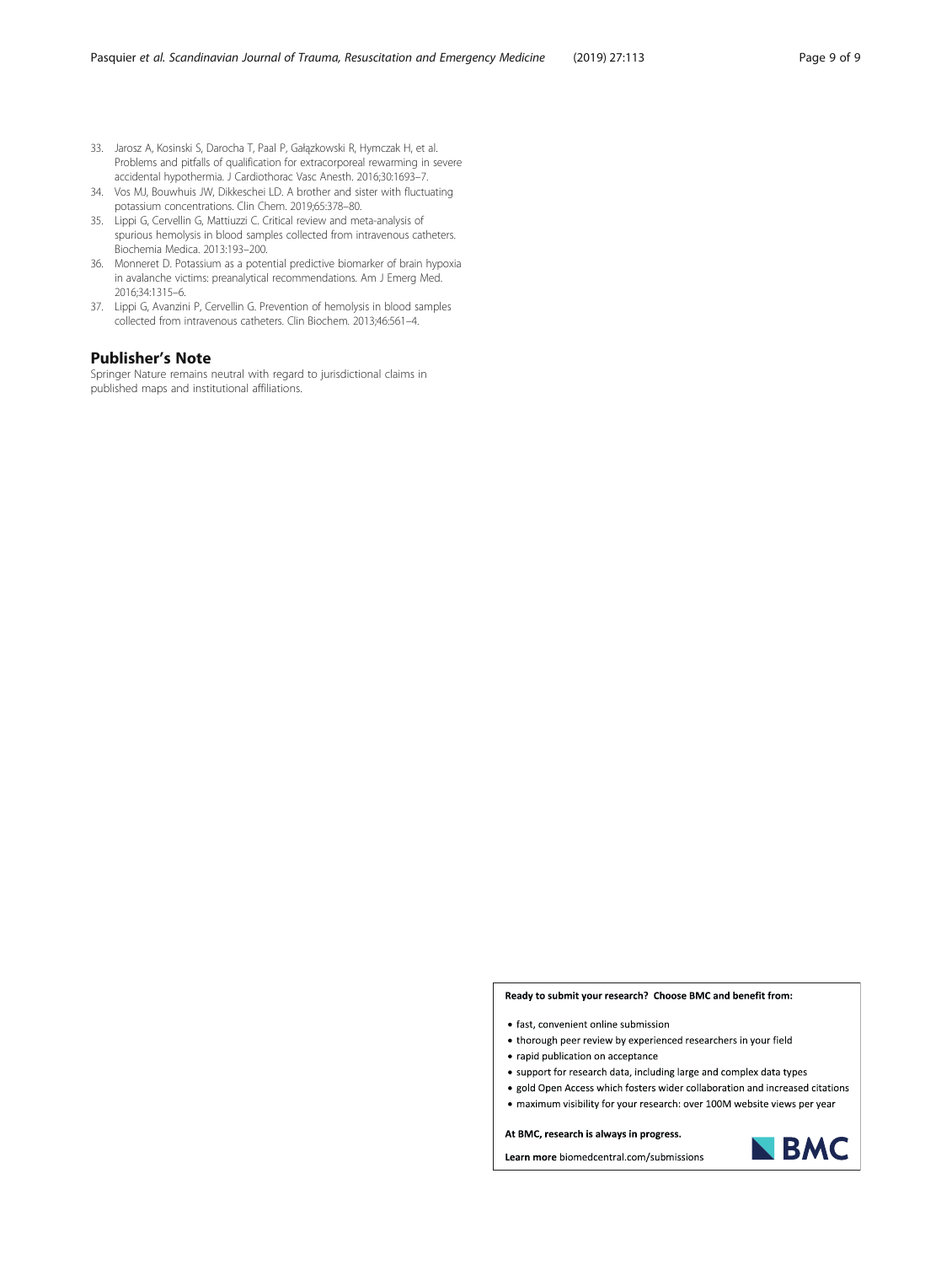33. Jarosz A, Kosinski S, Darocha T, Paal P, Gałązkowski R, Hymczak H, et al. Problems and pitfalls of qualification for extracorporeal rewarming in severe accidental hypothermia. J Cardiothorac Vasc Anesth. 2016;30:1693–7.
34. Vos MJ, Bouwhuis JW, Dikkeschei LD. A brother and sister with fluctuating potassium concentrations. Clin Chem. 2019;65:378–80.
35. Lippi G, Cervellin G, Mattiuzzi C. Critical review and meta-analysis of spurious hemolysis in blood samples collected from intravenous catheters. Biochemia Medica. 2013:193–200.
36. Monneret D. Potassium as a potential predictive biomarker of brain hypoxia in avalanche victims: preanalytical recommendations. Am J Emerg Med. 2016;34:1315–6.
37. Lippi G, Avanzini P, Cervellin G. Prevention of hemolysis in blood samples collected from intravenous catheters. Clin Biochem. 2013;46:561–4.

## Publisher's Note

Springer Nature remains neutral with regard to jurisdictional claims in published maps and institutional affiliations.

**Ready to submit your research? Choose BMC and benefit from:**

- fast, convenient online submission
- thorough peer review by experienced researchers in your field
- rapid publication on acceptance
- support for research data, including large and complex data types
- gold Open Access which fosters wider collaboration and increased citations
- maximum visibility for your research: over 100M website views per year

**At BMC, research is always in progress.**

**Learn more** biomedcentral.com/submissions

BMC